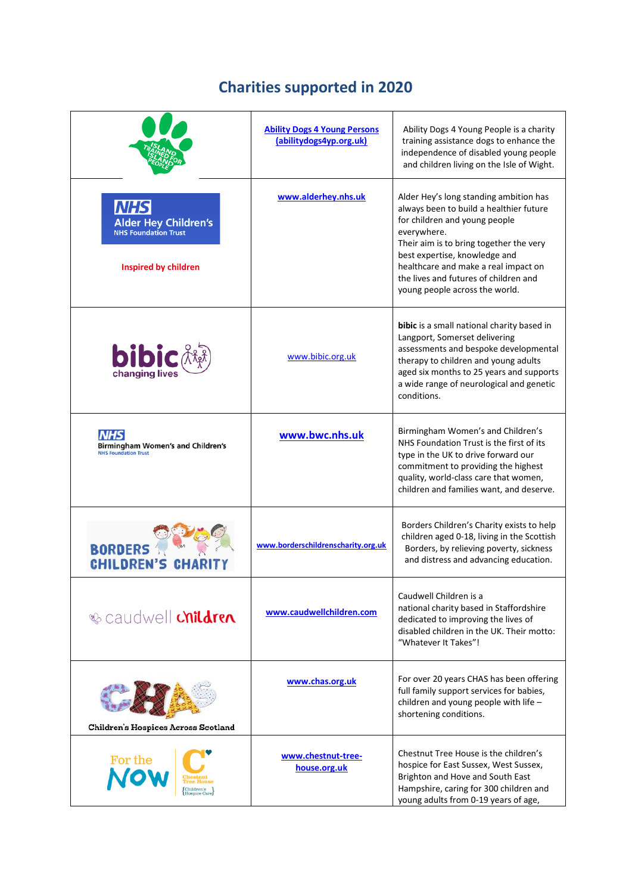# Charities supported in 2020

| | | |
|---|---|---|
| ISLAND TRAINED FOR ISLAND PEOPLE | [Ability Dogs 4 Young Persons (abilitydogs4yp.org.uk)](abilitydogs4yp.org.uk) | Ability Dogs 4 Young People is a charity training assistance dogs to enhance the independence of disabled young people and children living on the Isle of Wight. |
| NHS Alder Hey Children's NHS Foundation Trust<br>**Inspired by children** | [www.alderhey.nhs.uk](www.alderhey.nhs.uk) | Alder Hey's long standing ambition has always been to build a healthier future for children and young people everywhere.<br>Their aim is to bring together the very best expertise, knowledge and healthcare and make a real impact on the lives and futures of children and young people across the world. |
| bibic changing lives | [www.bibic.org.uk](www.bibic.org.uk) | **bibic** is a small national charity based in Langport, Somerset delivering assessments and bespoke developmental therapy to children and young adults aged six months to 25 years and supports a wide range of neurological and genetic conditions. |
| NHS Birmingham Women's and Children's NHS Foundation Trust | [www.bwc.nhs.uk](www.bwc.nhs.uk) | Birmingham Women's and Children's NHS Foundation Trust is the first of its type in the UK to drive forward our commitment to providing the highest quality, world-class care that women, children and families want, and deserve. |
| BORDERS CHILDREN'S CHARITY | [www.borderschildrenscharity.org.uk](www.borderschildrenscharity.org.uk) | Borders Children's Charity exists to help children aged 0-18, living in the Scottish Borders, by relieving poverty, sickness and distress and advancing education. |
| caudwell children | [www.caudwellchildren.com](www.caudwellchildren.com) | Caudwell Children is a national charity based in Staffordshire dedicated to improving the lives of disabled children in the UK. Their motto: "Whatever It Takes"! |
| CHAS<br>Children's Hospices Across Scotland | [www.chas.org.uk](www.chas.org.uk) | For over 20 years CHAS has been offering full family support services for babies, children and young people with life – shortening conditions. |
| For the Now<br>Chestnut Tree House {Children's Hospice Care} | [www.chestnut-tree-house.org.uk](www.chestnut-tree-house.org.uk) | Chestnut Tree House is the children's hospice for East Sussex, West Sussex, Brighton and Hove and South East Hampshire, caring for 300 children and young adults from 0-19 years of age, |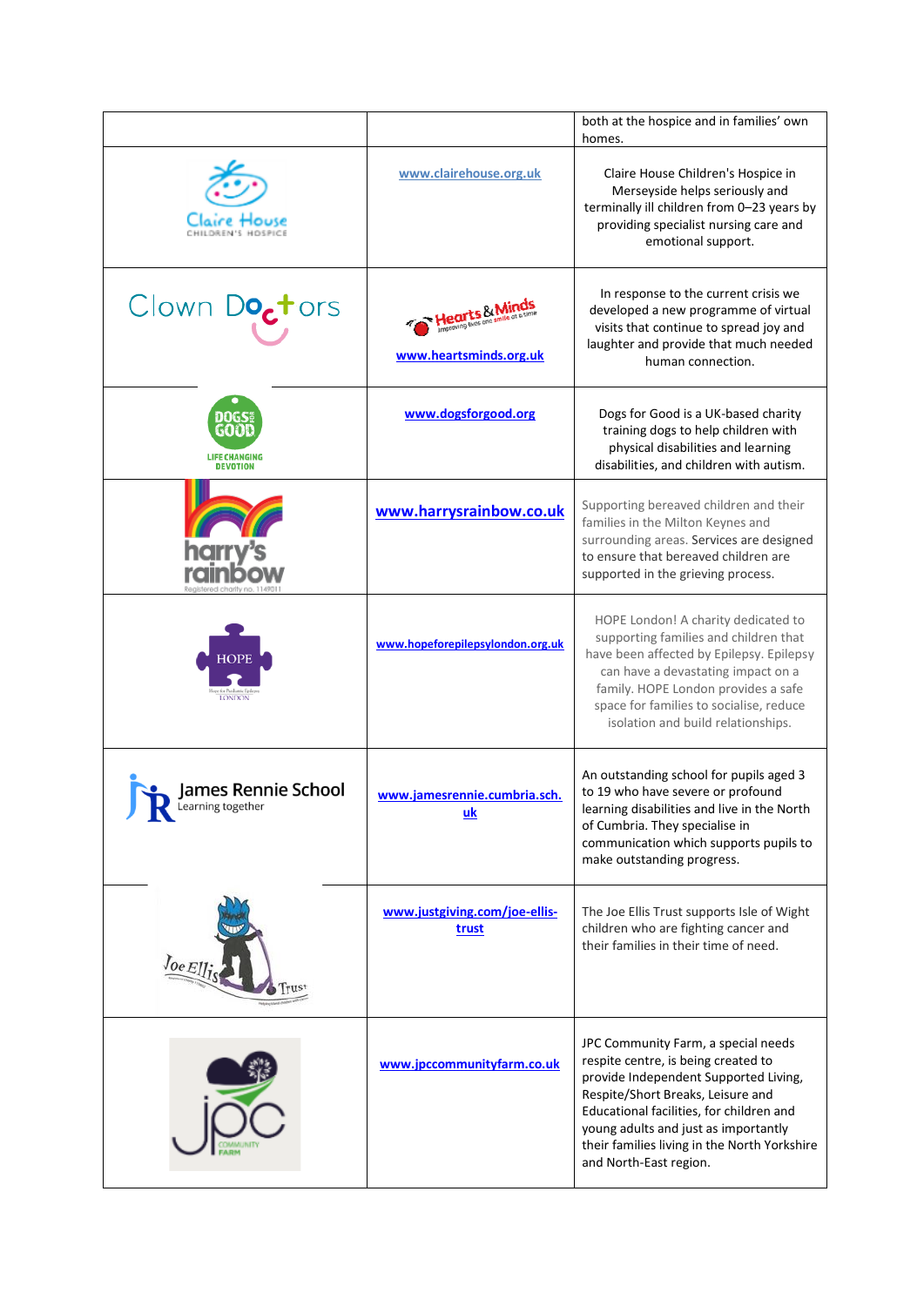| | | |
|---|---|---|
| | | both at the hospice and in families' own homes. |
| Claire House CHILDREN'S HOSPICE | www.clairehouse.org.uk | Claire House Children's Hospice in Merseyside helps seriously and terminally ill children from 0–23 years by providing specialist nursing care and emotional support. |
| Clown Doctors | Hearts & Minds improving lives one smile at a time www.heartsminds.org.uk | In response to the current crisis we developed a new programme of virtual visits that continue to spread joy and laughter and provide that much needed human connection. |
| DOGS FOR GOOD LIFE CHANGING DEVOTION | www.dogsforgood.org | Dogs for Good is a UK-based charity training dogs to help children with physical disabilities and learning disabilities, and children with autism. |
| harry's rainbow Registered charity no. 1149011 | www.harrysrainbow.co.uk | Supporting bereaved children and their families in the Milton Keynes and surrounding areas. Services are designed to ensure that bereaved children are supported in the grieving process. |
| HOPE Hope for Paediatric Epilepsy LONDON | www.hopeforepilepsylondon.org.uk | HOPE London! A charity dedicated to supporting families and children that have been affected by Epilepsy. Epilepsy can have a devastating impact on a family. HOPE London provides a safe space for families to socialise, reduce isolation and build relationships. |
| James Rennie School Learning together | www.jamesrennie.cumbria.sch.uk | An outstanding school for pupils aged 3 to 19 who have severe or profound learning disabilities and live in the North of Cumbria. They specialise in communication which supports pupils to make outstanding progress. |
| Joe Ellis Trust | www.justgiving.com/joe-ellis-trust | The Joe Ellis Trust supports Isle of Wight children who are fighting cancer and their families in their time of need. |
| JPC COMMUNITY FARM | www.jpccommunityfarm.co.uk | JPC Community Farm, a special needs respite centre, is being created to provide Independent Supported Living, Respite/Short Breaks, Leisure and Educational facilities, for children and young adults and just as importantly their families living in the North Yorkshire and North-East region. |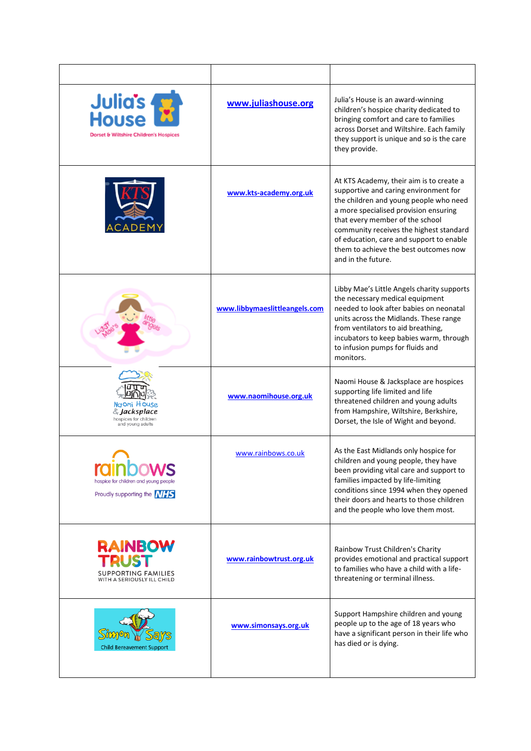| | | |
|---|---|---|
| Julia's House Dorset & Wiltshire Children's Hospices | **www.juliashouse.org** | Julia's House is an award-winning children's hospice charity dedicated to bringing comfort and care to families across Dorset and Wiltshire. Each family they support is unique and so is the care they provide. |
| KTS ACADEMY | **www.kts-academy.org.uk** | At KTS Academy, their aim is to create a supportive and caring environment for the children and young people who need a more specialised provision ensuring that every member of the school community receives the highest standard of education, care and support to enable them to achieve the best outcomes now and in the future. |
| Libby Mae's little angels | **www.libbymaeslittleangels.com** | Libby Mae's Little Angels charity supports the necessary medical equipment needed to look after babies on neonatal units across the Midlands. These range from ventilators to aid breathing, incubators to keep babies warm, through to infusion pumps for fluids and monitors. |
| Naomi House & Jacksplace hospices for children and young adults | **www.naomihouse.org.uk** | Naomi House & Jacksplace are hospices supporting life limited and life threatened children and young adults from Hampshire, Wiltshire, Berkshire, Dorset, the Isle of Wight and beyond. |
| rainbows hospice for children and young people Proudly supporting the NHS | www.rainbows.co.uk | As the East Midlands only hospice for children and young people, they have been providing vital care and support to families impacted by life-limiting conditions since 1994 when they opened their doors and hearts to those children and the people who love them most. |
| RAINBOW TRUST SUPPORTING FAMILIES WITH A SERIOUSLY ILL CHILD | **www.rainbowtrust.org.uk** | Rainbow Trust Children's Charity provides emotional and practical support to families who have a child with a life-threatening or terminal illness. |
| Simon Says Child Bereavement Support | **www.simonsays.org.uk** | Support Hampshire children and young people up to the age of 18 years who have a significant person in their life who has died or is dying. |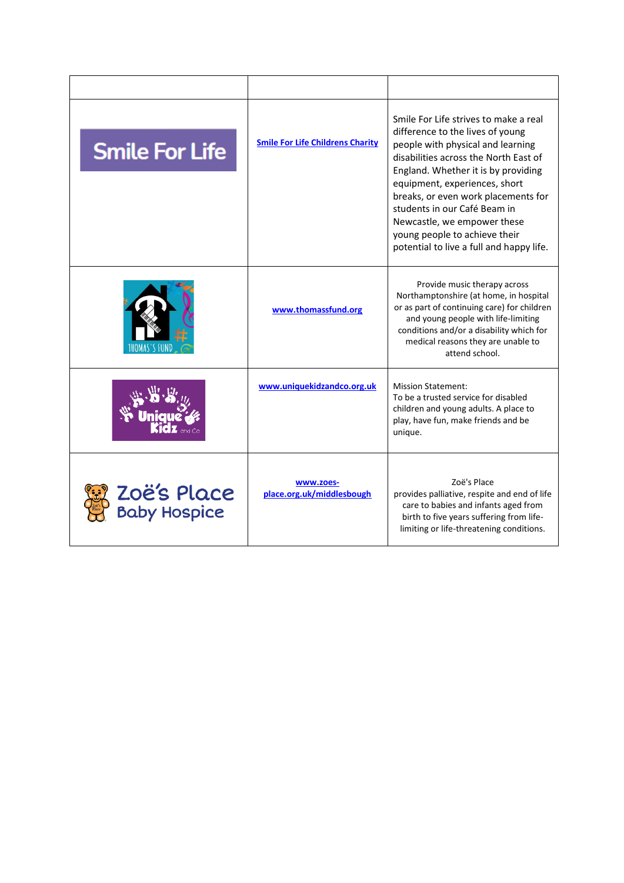| | | |
|---|---|---|
| Smile For Life | Smile For Life Childrens Charity | Smile For Life strives to make a real difference to the lives of young people with physical and learning disabilities across the North East of England. Whether it is by providing equipment, experiences, short breaks, or even work placements for students in our Café Beam in Newcastle, we empower these young people to achieve their potential to live a full and happy life. |
| THOMAS'S FUND | www.thomassfund.org | Provide music therapy across Northamptonshire (at home, in hospital or as part of continuing care) for children and young people with life-limiting conditions and/or a disability which for medical reasons they are unable to attend school. |
| Unique Kidz and Co | www.uniquekidzandco.org.uk | Mission Statement: To be a trusted service for disabled children and young adults. A place to play, have fun, make friends and be unique. |
| Zoë's Place Baby Hospice | www.zoes-place.org.uk/middlesbough | Zoë's Place provides palliative, respite and end of life care to babies and infants aged from birth to five years suffering from life-limiting or life-threatening conditions. |